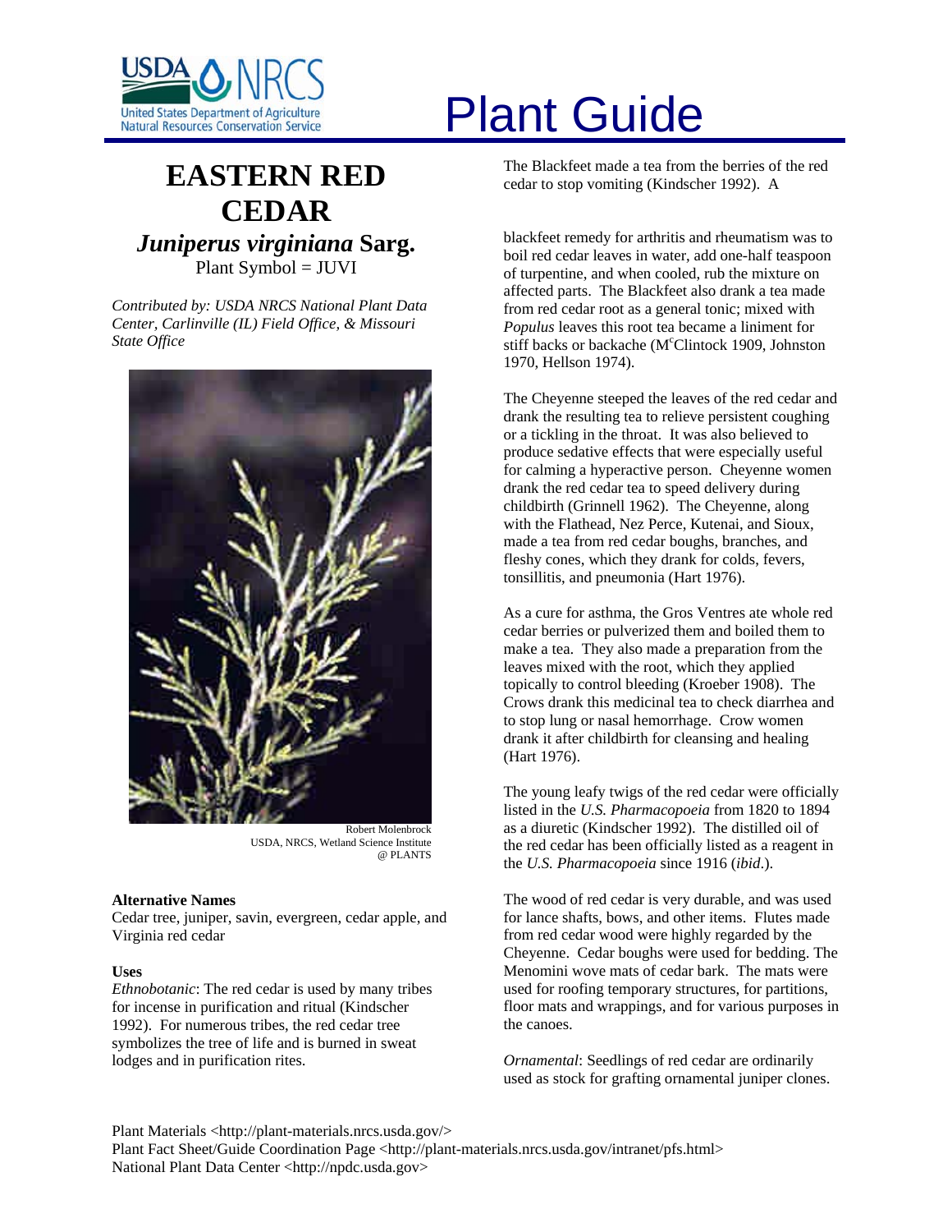# Plant Guide

## EASTERN RED CEDAR

### *Juniperus virginiana* Sarg.

Plant Symbol = JUVI

*Contributed by: USDA NRCS National Plant Data Center, Carlinville (IL) Field Office, & Missouri State Office*

Robert Molenbrock
USDA, NRCS, Wetland Science Institute
@ PLANTS

**Alternative Names**

Cedar tree, juniper, savin, evergreen, cedar apple, and Virginia red cedar

**Uses**

*Ethnobotanic*: The red cedar is used by many tribes for incense in purification and ritual (Kindscher 1992). For numerous tribes, the red cedar tree symbolizes the tree of life and is burned in sweat lodges and in purification rites.

The Blackfeet made a tea from the berries of the red cedar to stop vomiting (Kindscher 1992). A blackfeet remedy for arthritis and rheumatism was to boil red cedar leaves in water, add one-half teaspoon of turpentine, and when cooled, rub the mixture on affected parts. The Blackfeet also drank a tea made from red cedar root as a general tonic; mixed with *Populus* leaves this root tea became a liniment for stiff backs or backache (M[c]Clintock 1909, Johnston 1970, Hellson 1974).

The Cheyenne steeped the leaves of the red cedar and drank the resulting tea to relieve persistent coughing or a tickling in the throat. It was also believed to produce sedative effects that were especially useful for calming a hyperactive person. Cheyenne women drank the red cedar tea to speed delivery during childbirth (Grinnell 1962). The Cheyenne, along with the Flathead, Nez Perce, Kutenai, and Sioux, made a tea from red cedar boughs, branches, and fleshy cones, which they drank for colds, fevers, tonsillitis, and pneumonia (Hart 1976).

As a cure for asthma, the Gros Ventres ate whole red cedar berries or pulverized them and boiled them to make a tea. They also made a preparation from the leaves mixed with the root, which they applied topically to control bleeding (Kroeber 1908). The Crows drank this medicinal tea to check diarrhea and to stop lung or nasal hemorrhage. Crow women drank it after childbirth for cleansing and healing (Hart 1976).

The young leafy twigs of the red cedar were officially listed in the *U.S. Pharmacopoeia* from 1820 to 1894 as a diuretic (Kindscher 1992). The distilled oil of the red cedar has been officially listed as a reagent in the *U.S. Pharmacopoeia* since 1916 (*ibid*.).

The wood of red cedar is very durable, and was used for lance shafts, bows, and other items. Flutes made from red cedar wood were highly regarded by the Cheyenne. Cedar boughs were used for bedding. The Menomini wove mats of cedar bark. The mats were used for roofing temporary structures, for partitions, floor mats and wrappings, and for various purposes in the canoes.

*Ornamental*: Seedlings of red cedar are ordinarily used as stock for grafting ornamental juniper clones.

Plant Materials <http://plant-materials.nrcs.usda.gov/>
Plant Fact Sheet/Guide Coordination Page <http://plant-materials.nrcs.usda.gov/intranet/pfs.html>
National Plant Data Center <http://npdc.usda.gov>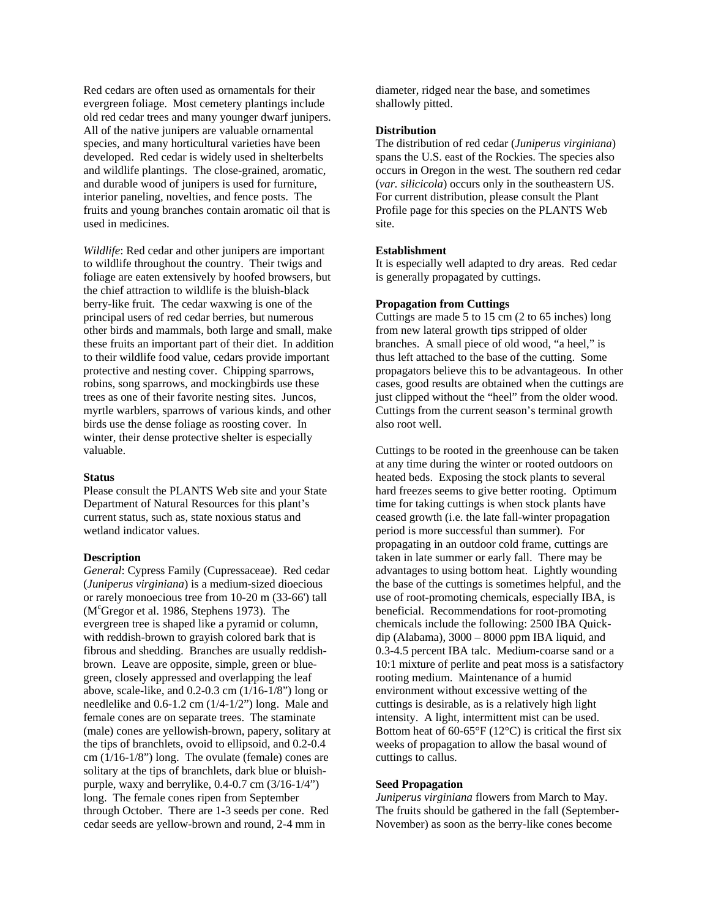Red cedars are often used as ornamentals for their evergreen foliage. Most cemetery plantings include old red cedar trees and many younger dwarf junipers. All of the native junipers are valuable ornamental species, and many horticultural varieties have been developed. Red cedar is widely used in shelterbelts and wildlife plantings. The close-grained, aromatic, and durable wood of junipers is used for furniture, interior paneling, novelties, and fence posts. The fruits and young branches contain aromatic oil that is used in medicines.

*Wildlife*: Red cedar and other junipers are important to wildlife throughout the country. Their twigs and foliage are eaten extensively by hoofed browsers, but the chief attraction to wildlife is the bluish-black berry-like fruit. The cedar waxwing is one of the principal users of red cedar berries, but numerous other birds and mammals, both large and small, make these fruits an important part of their diet. In addition to their wildlife food value, cedars provide important protective and nesting cover. Chipping sparrows, robins, song sparrows, and mockingbirds use these trees as one of their favorite nesting sites. Juncos, myrtle warblers, sparrows of various kinds, and other birds use the dense foliage as roosting cover. In winter, their dense protective shelter is especially valuable.

**Status**

Please consult the PLANTS Web site and your State Department of Natural Resources for this plant's current status, such as, state noxious status and wetland indicator values.

**Description**

*General*: Cypress Family (Cupressaceae). Red cedar (*Juniperus virginiana*) is a medium-sized dioecious or rarely monoecious tree from 10-20 m (33-66') tall (M[c]Gregor et al. 1986, Stephens 1973). The evergreen tree is shaped like a pyramid or column, with reddish-brown to grayish colored bark that is fibrous and shedding. Branches are usually reddish-brown. Leave are opposite, simple, green or blue-green, closely appressed and overlapping the leaf above, scale-like, and 0.2-0.3 cm (1/16-1/8") long or needlelike and 0.6-1.2 cm (1/4-1/2") long. Male and female cones are on separate trees. The staminate (male) cones are yellowish-brown, papery, solitary at the tips of branchlets, ovoid to ellipsoid, and 0.2-0.4 cm (1/16-1/8") long. The ovulate (female) cones are solitary at the tips of branchlets, dark blue or bluish-purple, waxy and berrylike, 0.4-0.7 cm (3/16-1/4") long. The female cones ripen from September through October. There are 1-3 seeds per cone. Red cedar seeds are yellow-brown and round, 2-4 mm in diameter, ridged near the base, and sometimes shallowly pitted.

**Distribution**

The distribution of red cedar (*Juniperus virginiana*) spans the U.S. east of the Rockies. The species also occurs in Oregon in the west. The southern red cedar (*var. silicicola*) occurs only in the southeastern US. For current distribution, please consult the Plant Profile page for this species on the PLANTS Web site.

**Establishment**

It is especially well adapted to dry areas. Red cedar is generally propagated by cuttings.

**Propagation from Cuttings**

Cuttings are made 5 to 15 cm (2 to 65 inches) long from new lateral growth tips stripped of older branches. A small piece of old wood, "a heel," is thus left attached to the base of the cutting. Some propagators believe this to be advantageous. In other cases, good results are obtained when the cuttings are just clipped without the "heel" from the older wood. Cuttings from the current season's terminal growth also root well.

Cuttings to be rooted in the greenhouse can be taken at any time during the winter or rooted outdoors on heated beds. Exposing the stock plants to several hard freezes seems to give better rooting. Optimum time for taking cuttings is when stock plants have ceased growth (i.e. the late fall-winter propagation period is more successful than summer). For propagating in an outdoor cold frame, cuttings are taken in late summer or early fall. There may be advantages to using bottom heat. Lightly wounding the base of the cuttings is sometimes helpful, and the use of root-promoting chemicals, especially IBA, is beneficial. Recommendations for root-promoting chemicals include the following: 2500 IBA Quick-dip (Alabama), 3000 – 8000 ppm IBA liquid, and 0.3-4.5 percent IBA talc. Medium-coarse sand or a 10:1 mixture of perlite and peat moss is a satisfactory rooting medium. Maintenance of a humid environment without excessive wetting of the cuttings is desirable, as is a relatively high light intensity. A light, intermittent mist can be used. Bottom heat of 60-65°F (12°C) is critical the first six weeks of propagation to allow the basal wound of cuttings to callus.

**Seed Propagation**

*Juniperus virginiana* flowers from March to May. The fruits should be gathered in the fall (September-November) as soon as the berry-like cones become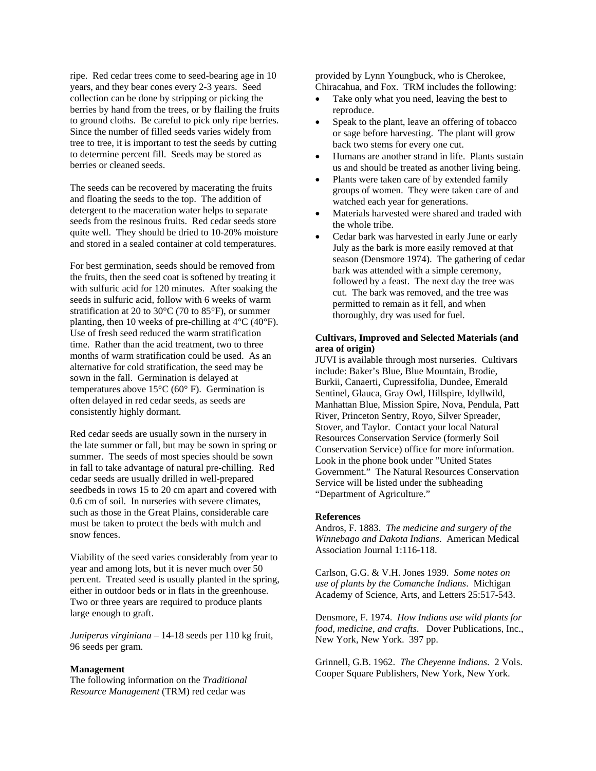ripe. Red cedar trees come to seed-bearing age in 10 years, and they bear cones every 2-3 years. Seed collection can be done by stripping or picking the berries by hand from the trees, or by flailing the fruits to ground cloths. Be careful to pick only ripe berries. Since the number of filled seeds varies widely from tree to tree, it is important to test the seeds by cutting to determine percent fill. Seeds may be stored as berries or cleaned seeds.

The seeds can be recovered by macerating the fruits and floating the seeds to the top. The addition of detergent to the maceration water helps to separate seeds from the resinous fruits. Red cedar seeds store quite well. They should be dried to 10-20% moisture and stored in a sealed container at cold temperatures.

For best germination, seeds should be removed from the fruits, then the seed coat is softened by treating it with sulfuric acid for 120 minutes. After soaking the seeds in sulfuric acid, follow with 6 weeks of warm stratification at 20 to 30°C (70 to 85°F), or summer planting, then 10 weeks of pre-chilling at 4°C (40°F). Use of fresh seed reduced the warm stratification time. Rather than the acid treatment, two to three months of warm stratification could be used. As an alternative for cold stratification, the seed may be sown in the fall. Germination is delayed at temperatures above 15°C (60° F). Germination is often delayed in red cedar seeds, as seeds are consistently highly dormant.

Red cedar seeds are usually sown in the nursery in the late summer or fall, but may be sown in spring or summer. The seeds of most species should be sown in fall to take advantage of natural pre-chilling. Red cedar seeds are usually drilled in well-prepared seedbeds in rows 15 to 20 cm apart and covered with 0.6 cm of soil. In nurseries with severe climates, such as those in the Great Plains, considerable care must be taken to protect the beds with mulch and snow fences.

Viability of the seed varies considerably from year to year and among lots, but it is never much over 50 percent. Treated seed is usually planted in the spring, either in outdoor beds or in flats in the greenhouse. Two or three years are required to produce plants large enough to graft.

*Juniperus virginiana* – 14-18 seeds per 110 kg fruit, 96 seeds per gram.

**Management**

The following information on the *Traditional Resource Management* (TRM) red cedar was provided by Lynn Youngbuck, who is Cherokee, Chiracahua, and Fox. TRM includes the following:

- Take only what you need, leaving the best to reproduce.
- Speak to the plant, leave an offering of tobacco or sage before harvesting. The plant will grow back two stems for every one cut.
- Humans are another strand in life. Plants sustain us and should be treated as another living being.
- Plants were taken care of by extended family groups of women. They were taken care of and watched each year for generations.
- Materials harvested were shared and traded with the whole tribe.
- Cedar bark was harvested in early June or early July as the bark is more easily removed at that season (Densmore 1974). The gathering of cedar bark was attended with a simple ceremony, followed by a feast. The next day the tree was cut. The bark was removed, and the tree was permitted to remain as it fell, and when thoroughly, dry was used for fuel.

**Cultivars, Improved and Selected Materials (and area of origin)**

JUVI is available through most nurseries. Cultivars include: Baker's Blue, Blue Mountain, Brodie, Burkii, Canaerti, Cupressifolia, Dundee, Emerald Sentinel, Glauca, Gray Owl, Hillspire, Idyllwild, Manhattan Blue, Mission Spire, Nova, Pendula, Patt River, Princeton Sentry, Royo, Silver Spreader, Stover, and Taylor. Contact your local Natural Resources Conservation Service (formerly Soil Conservation Service) office for more information. Look in the phone book under "United States Government." The Natural Resources Conservation Service will be listed under the subheading "Department of Agriculture."

**References**

Andros, F. 1883. *The medicine and surgery of the Winnebago and Dakota Indians*. American Medical Association Journal 1:116-118.

Carlson, G.G. & V.H. Jones 1939. *Some notes on use of plants by the Comanche Indians*. Michigan Academy of Science, Arts, and Letters 25:517-543.

Densmore, F. 1974. *How Indians use wild plants for food, medicine, and crafts*. Dover Publications, Inc., New York, New York. 397 pp.

Grinnell, G.B. 1962. *The Cheyenne Indians*. 2 Vols. Cooper Square Publishers, New York, New York.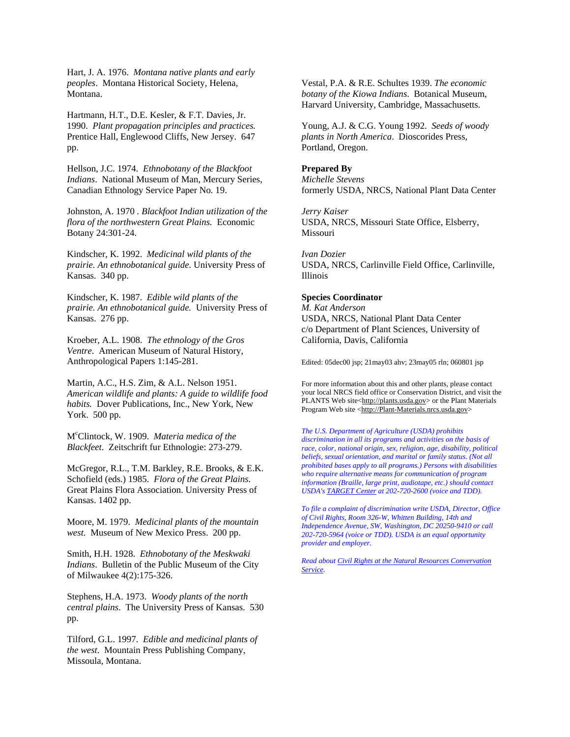Hart, J. A. 1976. *Montana native plants and early peoples*. Montana Historical Society, Helena, Montana.

Hartmann, H.T., D.E. Kesler, & F.T. Davies, Jr. 1990. *Plant propagation principles and practices.* Prentice Hall, Englewood Cliffs, New Jersey. 647 pp.

Hellson, J.C. 1974. *Ethnobotany of the Blackfoot Indians*. National Museum of Man, Mercury Series, Canadian Ethnology Service Paper No. 19.

Johnston, A. 1970 . *Blackfoot Indian utilization of the flora of the northwestern Great Plains.* Economic Botany 24:301-24.

Kindscher, K. 1992. *Medicinal wild plants of the prairie. An ethnobotanical guide.* University Press of Kansas. 340 pp.

Kindscher, K. 1987. *Edible wild plants of the prairie. An ethnobotanical guide.* University Press of Kansas. 276 pp.

Kroeber, A.L. 1908. *The ethnology of the Gros Ventre*. American Museum of Natural History, Anthropological Papers 1:145-281.

Martin, A.C., H.S. Zim, & A.L. Nelson 1951. *American wildlife and plants: A guide to wildlife food habits.* Dover Publications, Inc., New York, New York. 500 pp.

McClintock, W. 1909. *Materia medica of the Blackfeet*. Zeitschrift fur Ethnologie: 273-279.

McGregor, R.L., T.M. Barkley, R.E. Brooks, & E.K. Schofield (eds.) 1985. *Flora of the Great Plains*. Great Plains Flora Association. University Press of Kansas. 1402 pp.

Moore, M. 1979. *Medicinal plants of the mountain west.* Museum of New Mexico Press. 200 pp.

Smith, H.H. 1928. *Ethnobotany of the Meskwaki Indians*. Bulletin of the Public Museum of the City of Milwaukee 4(2):175-326.

Stephens, H.A. 1973. *Woody plants of the north central plains*. The University Press of Kansas. 530 pp.

Tilford, G.L. 1997. *Edible and medicinal plants of the west*. Mountain Press Publishing Company, Missoula, Montana.

Vestal, P.A. & R.E. Schultes 1939. *The economic botany of the Kiowa Indians*. Botanical Museum, Harvard University, Cambridge, Massachusetts.

Young, A.J. & C.G. Young 1992. *Seeds of woody plants in North America*. Dioscorides Press, Portland, Oregon.

**Prepared By**

*Michelle Stevens*
formerly USDA, NRCS, National Plant Data Center

*Jerry Kaiser*
USDA, NRCS, Missouri State Office, Elsberry, Missouri

*Ivan Dozier*
USDA, NRCS, Carlinville Field Office, Carlinville, Illinois

**Species Coordinator**

*M. Kat Anderson*
USDA, NRCS, National Plant Data Center
c/o Department of Plant Sciences, University of California, Davis, California

Edited: 05dec00 jsp; 21may03 ahv; 23may05 rln; 060801 jsp

For more information about this and other plants, please contact your local NRCS field office or Conservation District, and visit the PLANTS Web site<http://plants.usda.gov> or the Plant Materials Program Web site <http://Plant-Materials.nrcs.usda.gov>

*The U.S. Department of Agriculture (USDA) prohibits discrimination in all its programs and activities on the basis of race, color, national origin, sex, religion, age, disability, political beliefs, sexual orientation, and marital or family status. (Not all prohibited bases apply to all programs.) Persons with disabilities who require alternative means for communication of program information (Braille, large print, audiotape, etc.) should contact USDA's TARGET Center at 202-720-2600 (voice and TDD).*

*To file a complaint of discrimination write USDA, Director, Office of Civil Rights, Room 326-W, Whitten Building, 14th and Independence Avenue, SW, Washington, DC 20250-9410 or call 202-720-5964 (voice or TDD). USDA is an equal opportunity provider and employer.*

*Read about Civil Rights at the Natural Resources Convervation Service.*